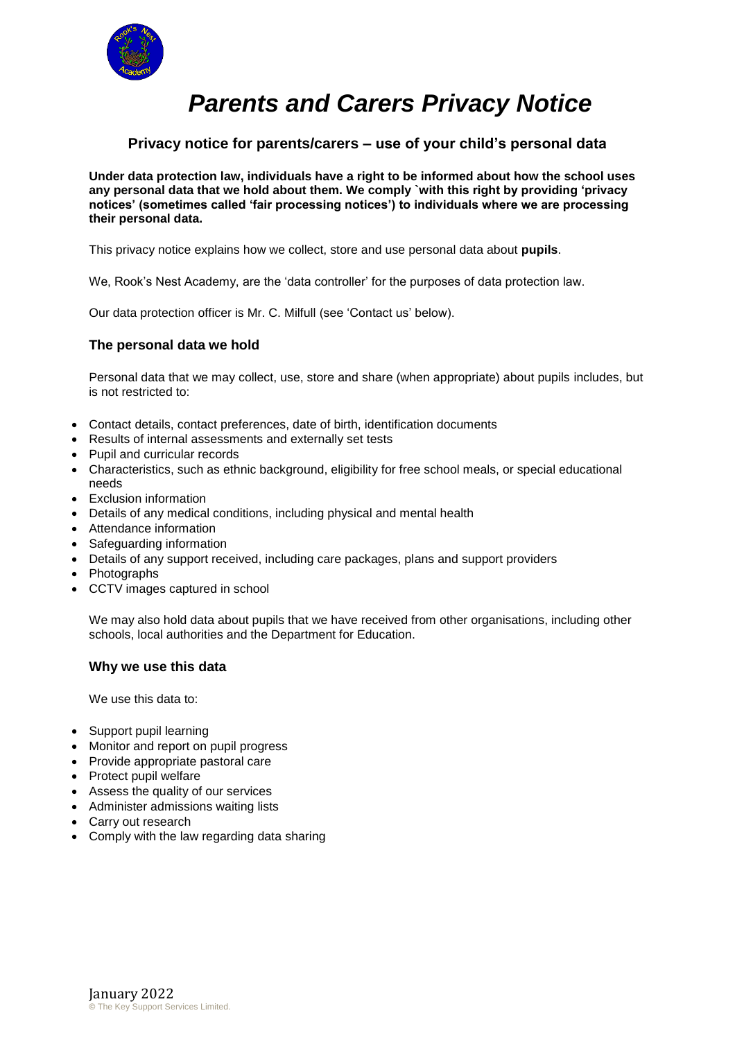# *Parents and Carers Privacy Notice*

## Privacy notice for parents/carers – use of your child's personal data

**Under data protection law, individuals have a right to be informed about how the school uses any personal data that we hold about them. We comply `with this right by providing 'privacy notices' (sometimes called 'fair processing notices') to individuals where we are processing their personal data.**

This privacy notice explains how we collect, store and use personal data about **pupils**.

We, Rook's Nest Academy, are the 'data controller' for the purposes of data protection law.

Our data protection officer is Mr. C. Milfull (see 'Contact us' below).

### The personal data we hold

Personal data that we may collect, use, store and share (when appropriate) about pupils includes, but is not restricted to:

- Contact details, contact preferences, date of birth, identification documents
- Results of internal assessments and externally set tests
- Pupil and curricular records
- Characteristics, such as ethnic background, eligibility for free school meals, or special educational needs
- Exclusion information
- Details of any medical conditions, including physical and mental health
- Attendance information
- Safeguarding information
- Details of any support received, including care packages, plans and support providers
- Photographs
- CCTV images captured in school

We may also hold data about pupils that we have received from other organisations, including other schools, local authorities and the Department for Education.

### Why we use this data

We use this data to:

- Support pupil learning
- Monitor and report on pupil progress
- Provide appropriate pastoral care
- Protect pupil welfare
- Assess the quality of our services
- Administer admissions waiting lists
- Carry out research
- Comply with the law regarding data sharing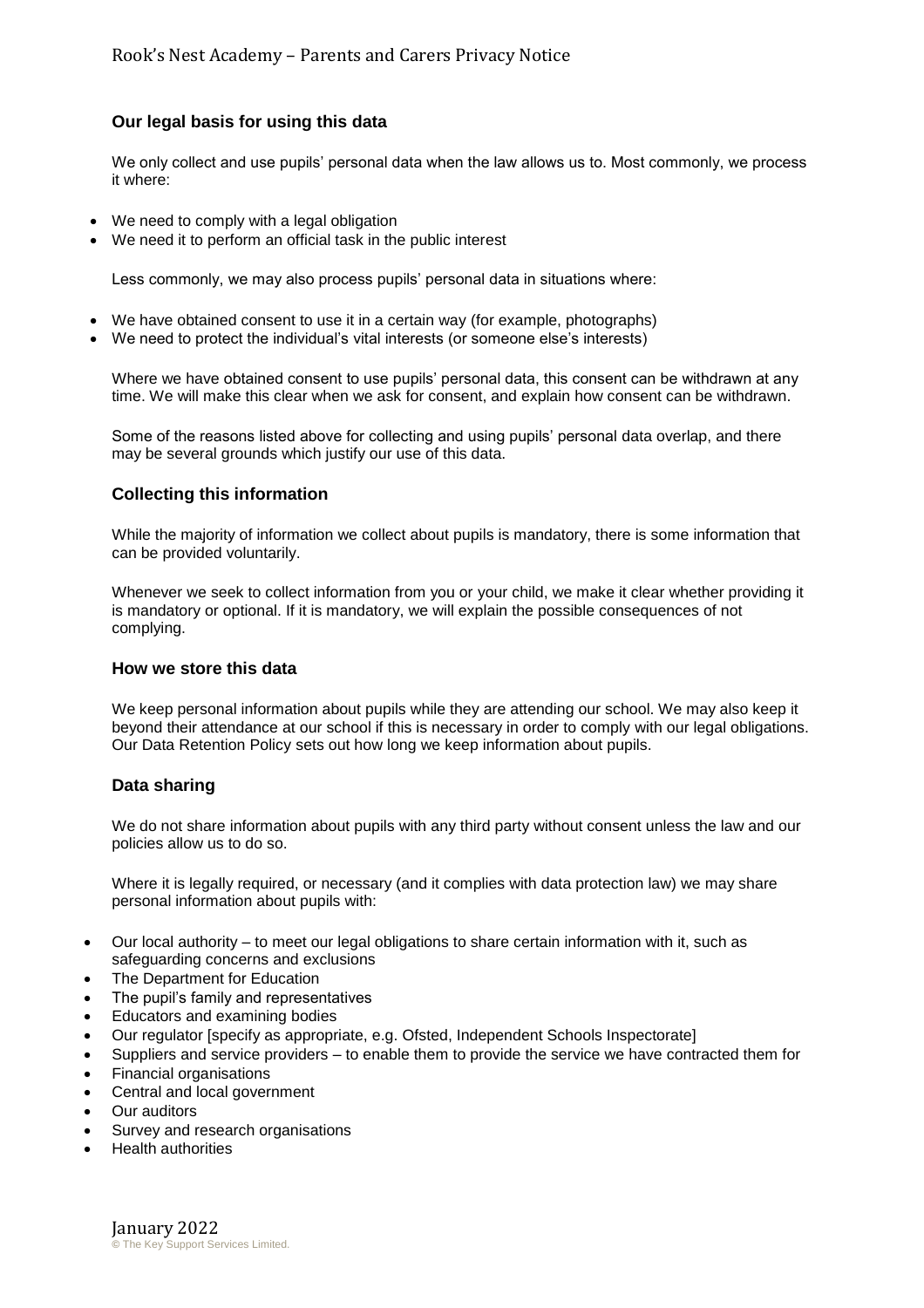### Our legal basis for using this data

We only collect and use pupils' personal data when the law allows us to. Most commonly, we process it where:

- We need to comply with a legal obligation
- We need it to perform an official task in the public interest

Less commonly, we may also process pupils' personal data in situations where:

- We have obtained consent to use it in a certain way (for example, photographs)
- We need to protect the individual's vital interests (or someone else's interests)

Where we have obtained consent to use pupils' personal data, this consent can be withdrawn at any time. We will make this clear when we ask for consent, and explain how consent can be withdrawn.

Some of the reasons listed above for collecting and using pupils' personal data overlap, and there may be several grounds which justify our use of this data.

### Collecting this information

While the majority of information we collect about pupils is mandatory, there is some information that can be provided voluntarily.

Whenever we seek to collect information from you or your child, we make it clear whether providing it is mandatory or optional. If it is mandatory, we will explain the possible consequences of not complying.

### How we store this data

We keep personal information about pupils while they are attending our school. We may also keep it beyond their attendance at our school if this is necessary in order to comply with our legal obligations. Our Data Retention Policy sets out how long we keep information about pupils.

### Data sharing

We do not share information about pupils with any third party without consent unless the law and our policies allow us to do so.

Where it is legally required, or necessary (and it complies with data protection law) we may share personal information about pupils with:

- Our local authority – to meet our legal obligations to share certain information with it, such as safeguarding concerns and exclusions
- The Department for Education
- The pupil's family and representatives
- Educators and examining bodies
- Our regulator [specify as appropriate, e.g. Ofsted, Independent Schools Inspectorate]
- Suppliers and service providers – to enable them to provide the service we have contracted them for
- Financial organisations
- Central and local government
- Our auditors
- Survey and research organisations
- Health authorities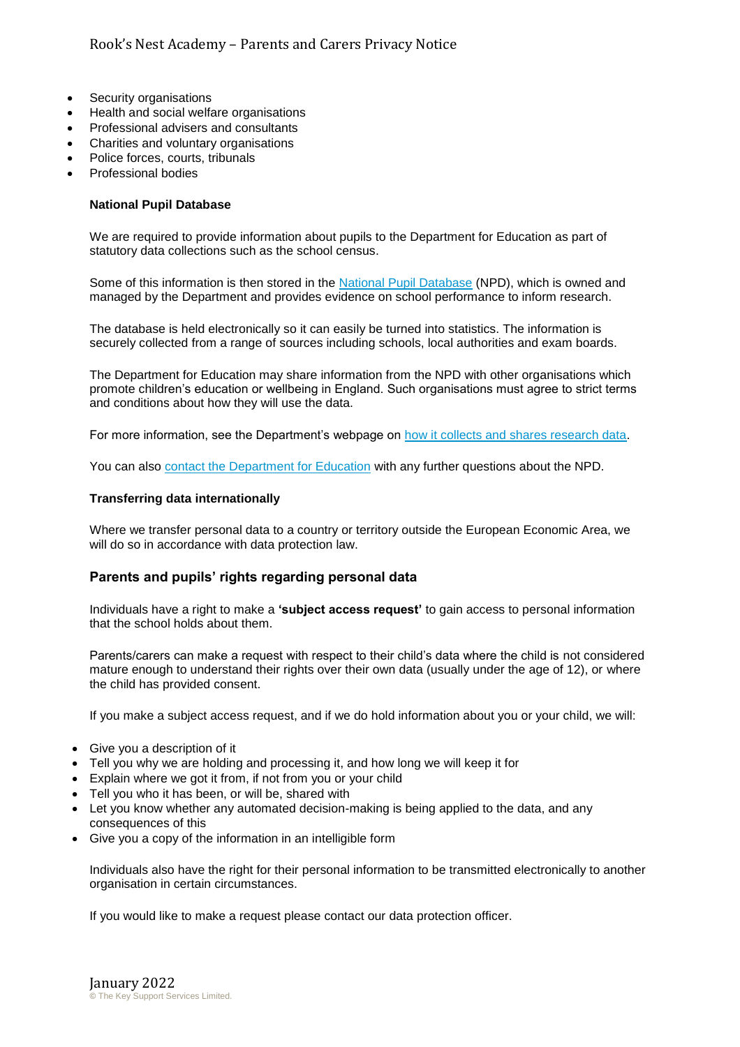- Security organisations
- Health and social welfare organisations
- Professional advisers and consultants
- Charities and voluntary organisations
- Police forces, courts, tribunals
- Professional bodies

**National Pupil Database**

We are required to provide information about pupils to the Department for Education as part of statutory data collections such as the school census.

Some of this information is then stored in the [National Pupil Database](#) (NPD), which is owned and managed by the Department and provides evidence on school performance to inform research.

The database is held electronically so it can easily be turned into statistics. The information is securely collected from a range of sources including schools, local authorities and exam boards.

The Department for Education may share information from the NPD with other organisations which promote children's education or wellbeing in England. Such organisations must agree to strict terms and conditions about how they will use the data.

For more information, see the Department's webpage on [how it collects and shares research data](#).

You can also [contact the Department for Education](#) with any further questions about the NPD.

**Transferring data internationally**

Where we transfer personal data to a country or territory outside the European Economic Area, we will do so in accordance with data protection law.

## Parents and pupils' rights regarding personal data

Individuals have a right to make a **'subject access request'** to gain access to personal information that the school holds about them.

Parents/carers can make a request with respect to their child's data where the child is not considered mature enough to understand their rights over their own data (usually under the age of 12), or where the child has provided consent.

If you make a subject access request, and if we do hold information about you or your child, we will:

- Give you a description of it
- Tell you why we are holding and processing it, and how long we will keep it for
- Explain where we got it from, if not from you or your child
- Tell you who it has been, or will be, shared with
- Let you know whether any automated decision-making is being applied to the data, and any consequences of this
- Give you a copy of the information in an intelligible form

Individuals also have the right for their personal information to be transmitted electronically to another organisation in certain circumstances.

If you would like to make a request please contact our data protection officer.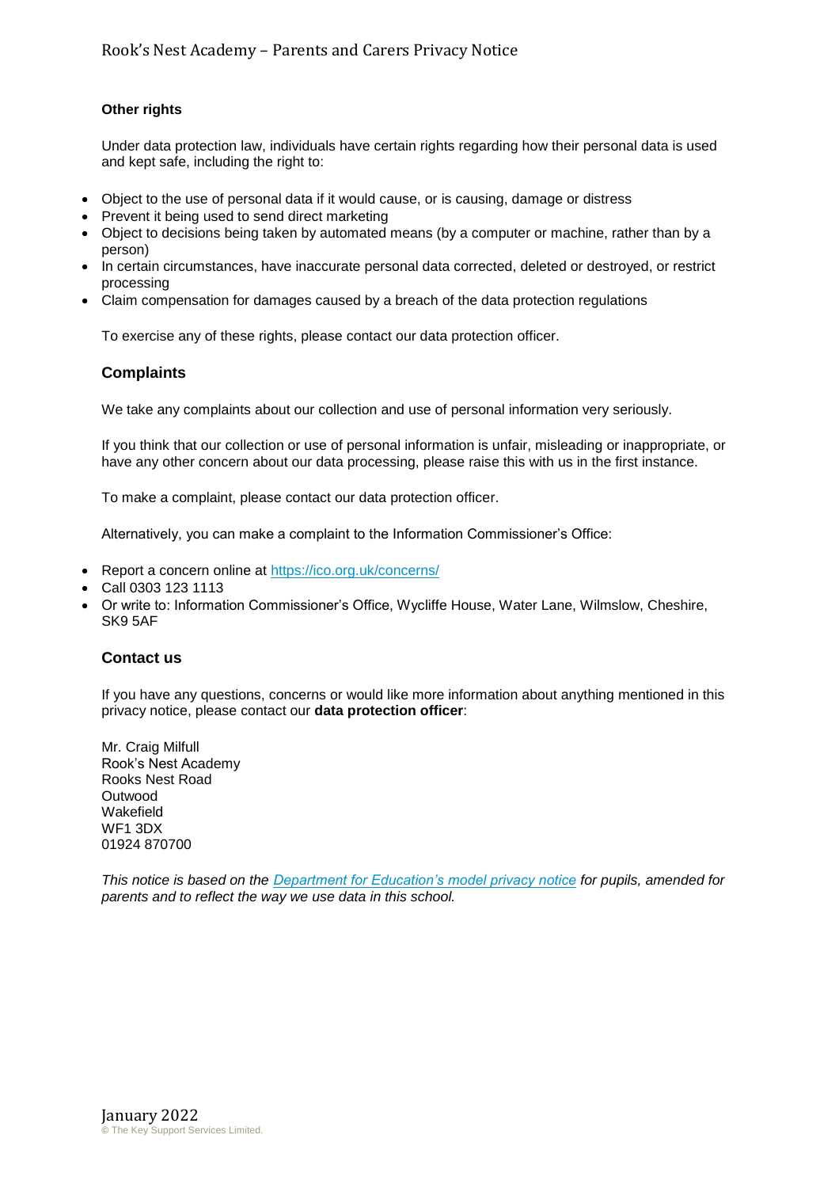### Other rights

Under data protection law, individuals have certain rights regarding how their personal data is used and kept safe, including the right to:

- Object to the use of personal data if it would cause, or is causing, damage or distress
- Prevent it being used to send direct marketing
- Object to decisions being taken by automated means (by a computer or machine, rather than by a person)
- In certain circumstances, have inaccurate personal data corrected, deleted or destroyed, or restrict processing
- Claim compensation for damages caused by a breach of the data protection regulations

To exercise any of these rights, please contact our data protection officer.

## Complaints

We take any complaints about our collection and use of personal information very seriously.

If you think that our collection or use of personal information is unfair, misleading or inappropriate, or have any other concern about our data processing, please raise this with us in the first instance.

To make a complaint, please contact our data protection officer.

Alternatively, you can make a complaint to the Information Commissioner's Office:

- Report a concern online at [https://ico.org.uk/concerns/](https://ico.org.uk/concerns/)
- Call 0303 123 1113
- Or write to: Information Commissioner's Office, Wycliffe House, Water Lane, Wilmslow, Cheshire, SK9 5AF

## Contact us

If you have any questions, concerns or would like more information about anything mentioned in this privacy notice, please contact our **data protection officer**:

Mr. Craig Milfull
Rook's Nest Academy
Rooks Nest Road
Outwood
Wakefield
WF1 3DX
01924 870700

*This notice is based on the [Department for Education's model privacy notice](#) for pupils, amended for parents and to reflect the way we use data in this school.*

January 2022
© The Key Support Services Limited.